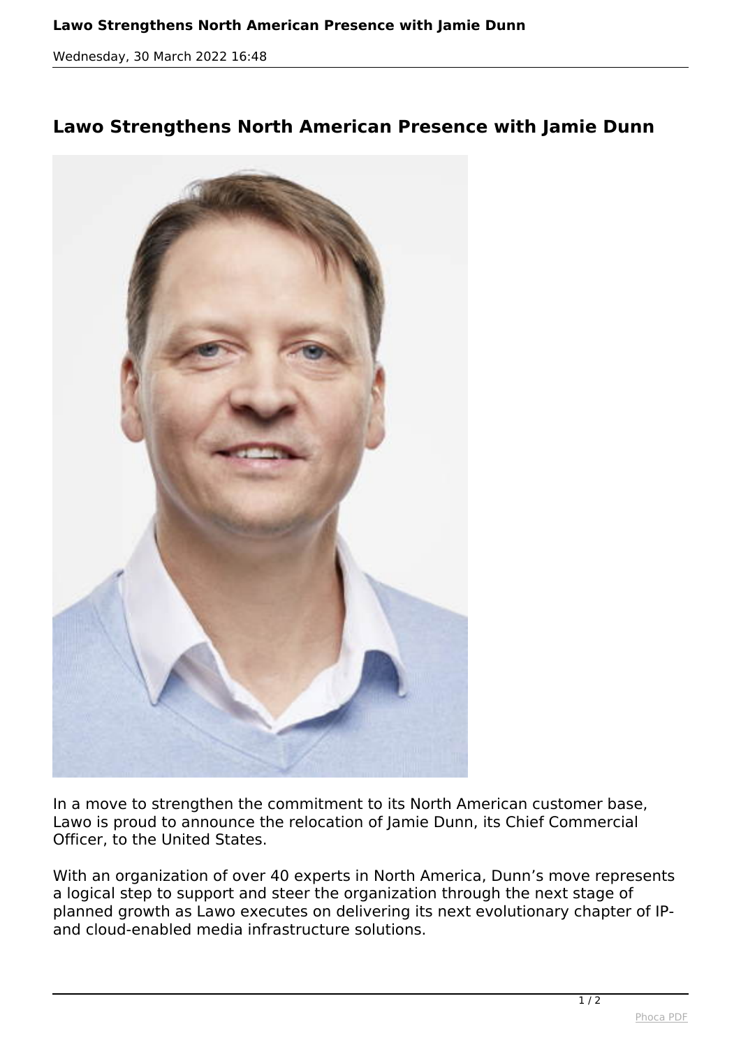# Lawo Strengthens North American Presence with Jamie Dunn

In a move to strengthen the commitment to its North American customer base, Lawo is proud to announce the relocation of Jamie Dunn, its Chief Commercial Officer, to the United States.

With an organization of over 40 experts in North America, Dunn's move represents a logical step to support and steer the organization through the next stage of planned growth as Lawo executes on delivering its next evolutionary chapter of IP- and cloud-enabled media infrastructure solutions.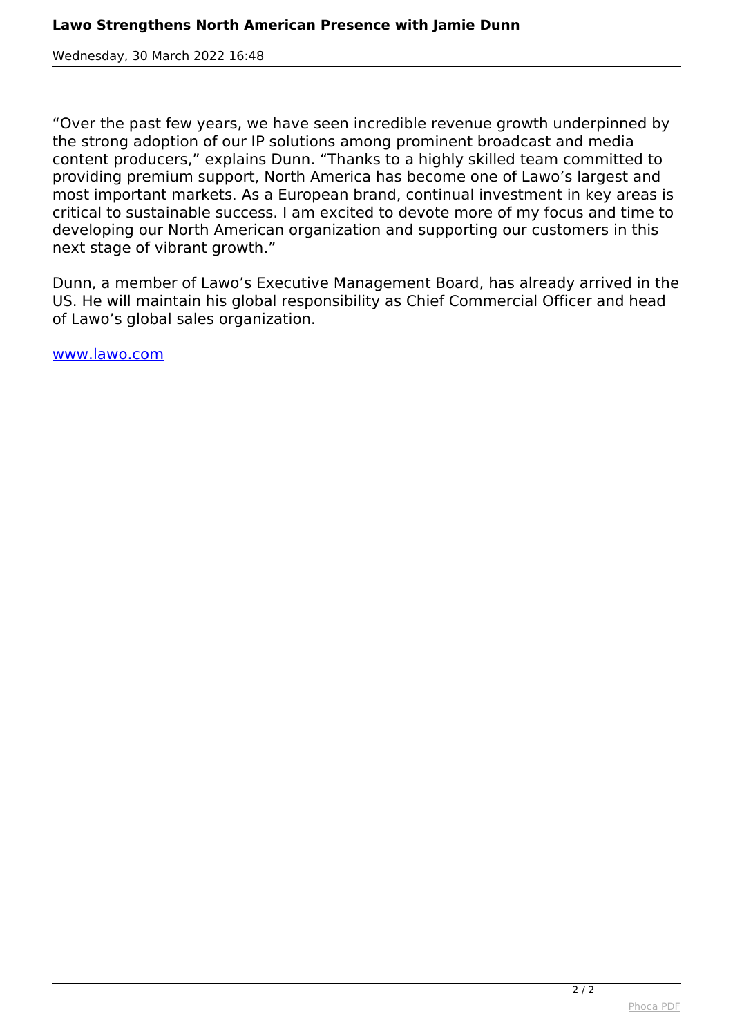"Over the past few years, we have seen incredible revenue growth underpinned by the strong adoption of our IP solutions among prominent broadcast and media content producers," explains Dunn. "Thanks to a highly skilled team committed to providing premium support, North America has become one of Lawo's largest and most important markets. As a European brand, continual investment in key areas is critical to sustainable success. I am excited to devote more of my focus and time to developing our North American organization and supporting our customers in this next stage of vibrant growth."

Dunn, a member of Lawo's Executive Management Board, has already arrived in the US. He will maintain his global responsibility as Chief Commercial Officer and head of Lawo's global sales organization.

www.lawo.com